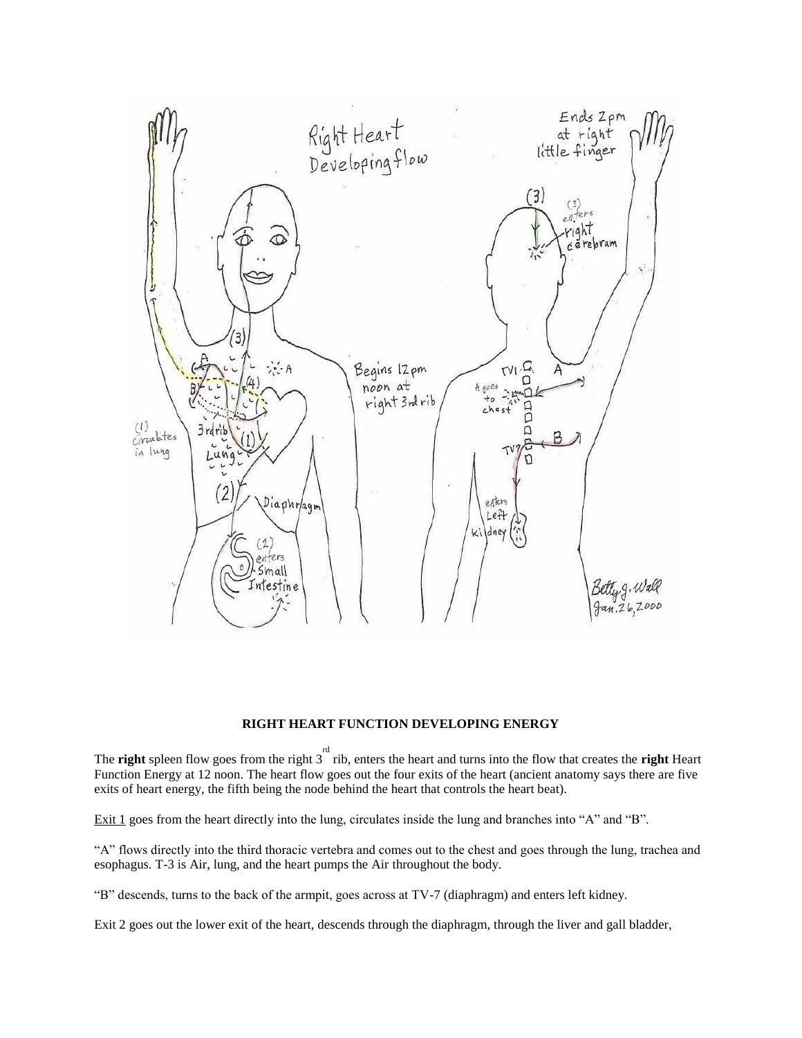**RIGHT HEART FUNCTION DEVELOPING ENERGY**

The **right** spleen flow goes from the right 3rd rib, enters the heart and turns into the flow that creates the **right** Heart Function Energy at 12 noon. The heart flow goes out the four exits of the heart (ancient anatomy says there are five exits of heart energy, the fifth being the node behind the heart that controls the heart beat).

Exit 1 goes from the heart directly into the lung, circulates inside the lung and branches into “A” and “B”.

“A” flows directly into the third thoracic vertebra and comes out to the chest and goes through the lung, trachea and esophagus. T-3 is Air, lung, and the heart pumps the Air throughout the body.

“B” descends, turns to the back of the armpit, goes across at TV-7 (diaphragm) and enters left kidney.

Exit 2 goes out the lower exit of the heart, descends through the diaphragm, through the liver and gall bladder,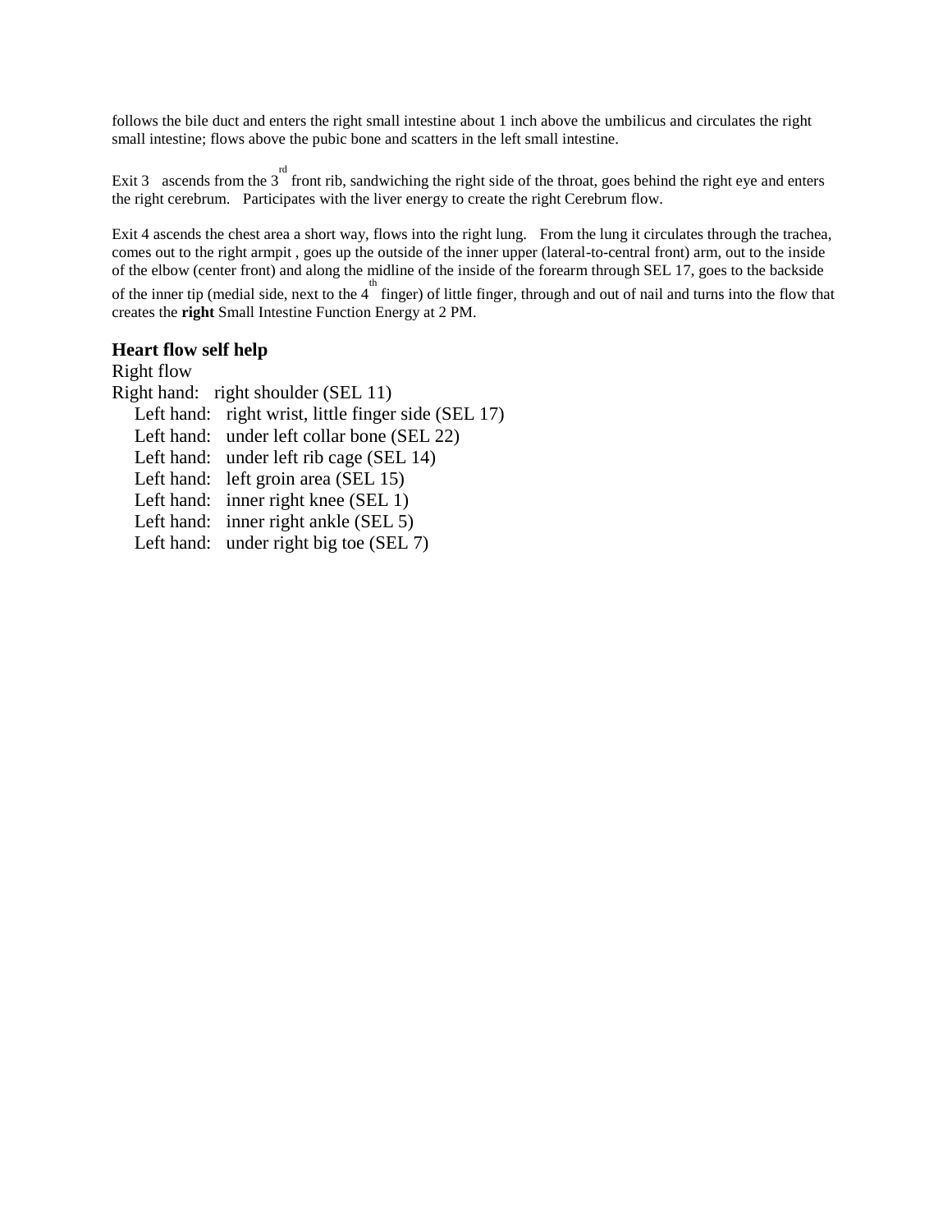follows the bile duct and enters the right small intestine about 1 inch above the umbilicus and circulates the right small intestine; flows above the pubic bone and scatters in the left small intestine.

Exit 3 ascends from the 3rd front rib, sandwiching the right side of the throat, goes behind the right eye and enters the right cerebrum. Participates with the liver energy to create the right Cerebrum flow.

Exit 4 ascends the chest area a short way, flows into the right lung. From the lung it circulates through the trachea, comes out to the right armpit , goes up the outside of the inner upper (lateral-to-central front) arm, out to the inside of the elbow (center front) and along the midline of the inside of the forearm through SEL 17, goes to the backside of the inner tip (medial side, next to the 4th finger) of little finger, through and out of nail and turns into the flow that creates the **right** Small Intestine Function Energy at 2 PM.

### Heart flow self help

Right flow

Right hand: right shoulder (SEL 11)

- Left hand: right wrist, little finger side (SEL 17)
- Left hand: under left collar bone (SEL 22)
- Left hand: under left rib cage (SEL 14)
- Left hand: left groin area (SEL 15)
- Left hand: inner right knee (SEL 1)
- Left hand: inner right ankle (SEL 5)
- Left hand: under right big toe (SEL 7)